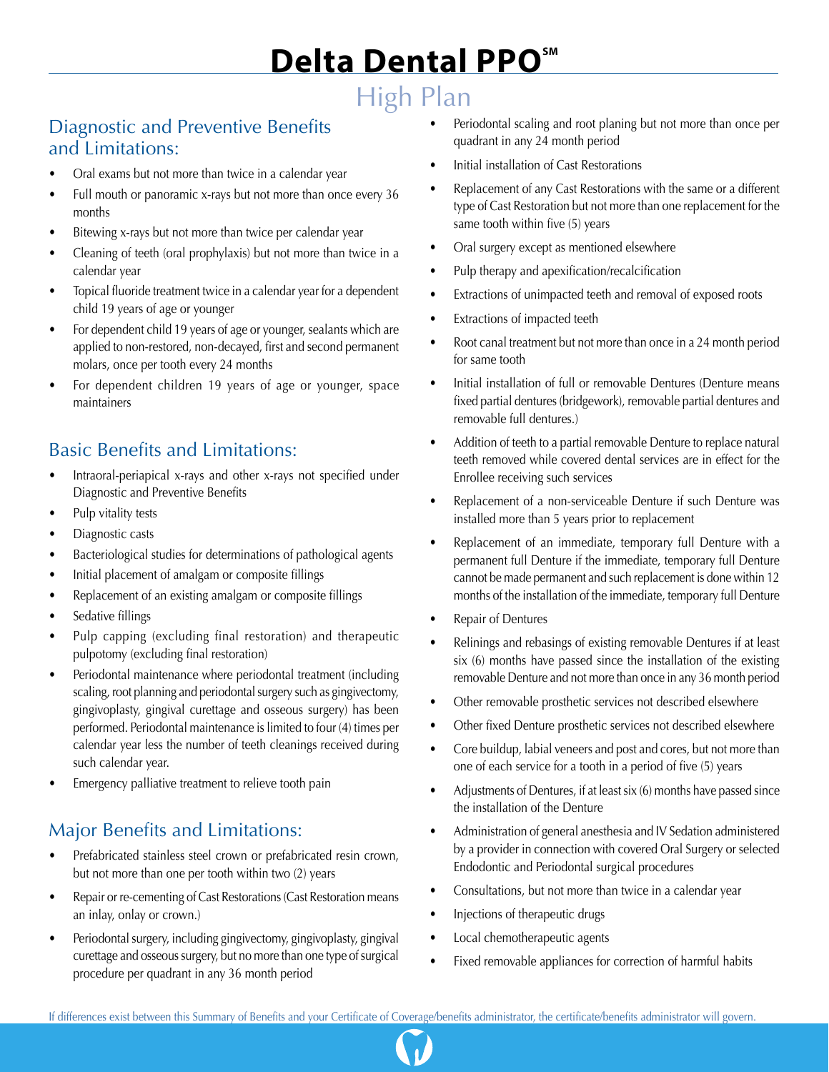# Delta Dental PPO℠

## High Plan

### Diagnostic and Preventive Benefits and Limitations:

- Oral exams but not more than twice in a calendar year
- Full mouth or panoramic x-rays but not more than once every 36 months
- Bitewing x-rays but not more than twice per calendar year
- Cleaning of teeth (oral prophylaxis) but not more than twice in a calendar year
- Topical fluoride treatment twice in a calendar year for a dependent child 19 years of age or younger
- For dependent child 19 years of age or younger, sealants which are applied to non-restored, non-decayed, first and second permanent molars, once per tooth every 24 months
- For dependent children 19 years of age or younger, space maintainers

### Basic Benefits and Limitations:

- Intraoral-periapical x-rays and other x-rays not specified under Diagnostic and Preventive Benefits
- Pulp vitality tests
- Diagnostic casts
- Bacteriological studies for determinations of pathological agents
- Initial placement of amalgam or composite fillings
- Replacement of an existing amalgam or composite fillings
- Sedative fillings
- Pulp capping (excluding final restoration) and therapeutic pulpotomy (excluding final restoration)
- Periodontal maintenance where periodontal treatment (including scaling, root planning and periodontal surgery such as gingivectomy, gingivoplasty, gingival curettage and osseous surgery) has been performed. Periodontal maintenance is limited to four (4) times per calendar year less the number of teeth cleanings received during such calendar year.
- Emergency palliative treatment to relieve tooth pain

### Major Benefits and Limitations:

- Prefabricated stainless steel crown or prefabricated resin crown, but not more than one per tooth within two (2) years
- Repair or re-cementing of Cast Restorations (Cast Restoration means an inlay, onlay or crown.)
- Periodontal surgery, including gingivectomy, gingivoplasty, gingival curettage and osseous surgery, but no more than one type of surgical procedure per quadrant in any 36 month period
- Periodontal scaling and root planing but not more than once per quadrant in any 24 month period
- Initial installation of Cast Restorations
- Replacement of any Cast Restorations with the same or a different type of Cast Restoration but not more than one replacement for the same tooth within five (5) years
- Oral surgery except as mentioned elsewhere
- Pulp therapy and apexification/recalcification
- Extractions of unimpacted teeth and removal of exposed roots
- Extractions of impacted teeth
- Root canal treatment but not more than once in a 24 month period for same tooth
- Initial installation of full or removable Dentures (Denture means fixed partial dentures (bridgework), removable partial dentures and removable full dentures.)
- Addition of teeth to a partial removable Denture to replace natural teeth removed while covered dental services are in effect for the Enrollee receiving such services
- Replacement of a non-serviceable Denture if such Denture was installed more than 5 years prior to replacement
- Replacement of an immediate, temporary full Denture with a permanent full Denture if the immediate, temporary full Denture cannot be made permanent and such replacement is done within 12 months of the installation of the immediate, temporary full Denture
- Repair of Dentures
- Relinings and rebasings of existing removable Dentures if at least six (6) months have passed since the installation of the existing removable Denture and not more than once in any 36 month period
- Other removable prosthetic services not described elsewhere
- Other fixed Denture prosthetic services not described elsewhere
- Core buildup, labial veneers and post and cores, but not more than one of each service for a tooth in a period of five (5) years
- Adjustments of Dentures, if at least six (6) months have passed since the installation of the Denture
- Administration of general anesthesia and IV Sedation administered by a provider in connection with covered Oral Surgery or selected Endodontic and Periodontal surgical procedures
- Consultations, but not more than twice in a calendar year
- Injections of therapeutic drugs
- Local chemotherapeutic agents
- Fixed removable appliances for correction of harmful habits

If differences exist between this Summary of Benefits and your Certificate of Coverage/benefits administrator, the certificate/benefits administrator will govern.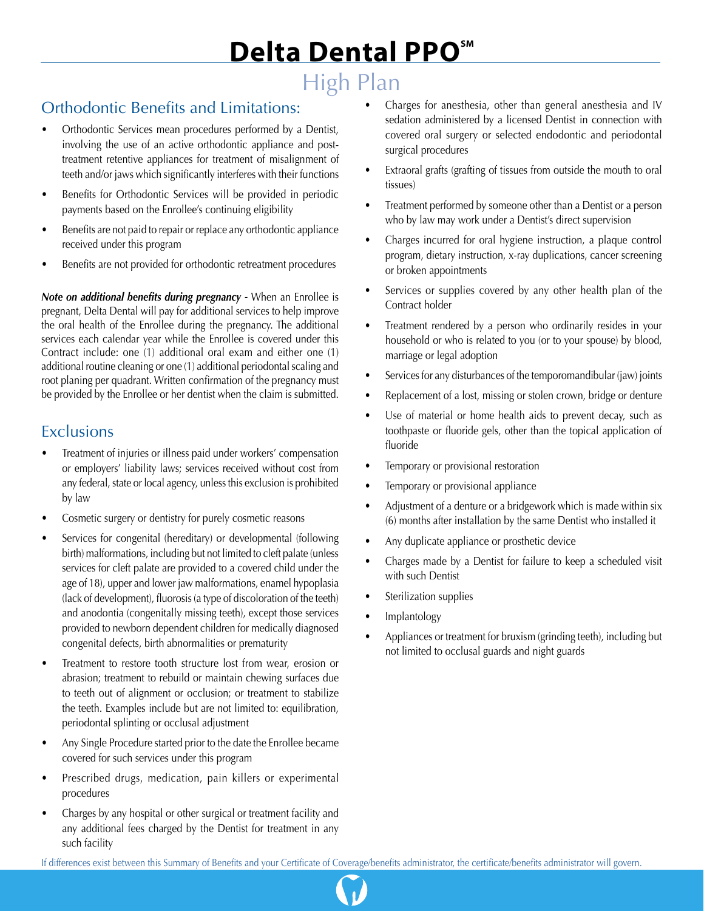# Delta Dental PPO℠

## High Plan

## Orthodontic Benefits and Limitations:

- Orthodontic Services mean procedures performed by a Dentist, involving the use of an active orthodontic appliance and post-treatment retentive appliances for treatment of misalignment of teeth and/or jaws which significantly interferes with their functions
- Benefits for Orthodontic Services will be provided in periodic payments based on the Enrollee's continuing eligibility
- Benefits are not paid to repair or replace any orthodontic appliance received under this program
- Benefits are not provided for orthodontic retreatment procedures

***Note on additional benefits during pregnancy -*** When an Enrollee is pregnant, Delta Dental will pay for additional services to help improve the oral health of the Enrollee during the pregnancy. The additional services each calendar year while the Enrollee is covered under this Contract include: one (1) additional oral exam and either one (1) additional routine cleaning or one (1) additional periodontal scaling and root planing per quadrant. Written confirmation of the pregnancy must be provided by the Enrollee or her dentist when the claim is submitted.

## Exclusions

- Treatment of injuries or illness paid under workers' compensation or employers' liability laws; services received without cost from any federal, state or local agency, unless this exclusion is prohibited by law
- Cosmetic surgery or dentistry for purely cosmetic reasons
- Services for congenital (hereditary) or developmental (following birth) malformations, including but not limited to cleft palate (unless services for cleft palate are provided to a covered child under the age of 18), upper and lower jaw malformations, enamel hypoplasia (lack of development), fluorosis (a type of discoloration of the teeth) and anodontia (congenitally missing teeth), except those services provided to newborn dependent children for medically diagnosed congenital defects, birth abnormalities or prematurity
- Treatment to restore tooth structure lost from wear, erosion or abrasion; treatment to rebuild or maintain chewing surfaces due to teeth out of alignment or occlusion; or treatment to stabilize the teeth. Examples include but are not limited to: equilibration, periodontal splinting or occlusal adjustment
- Any Single Procedure started prior to the date the Enrollee became covered for such services under this program
- Prescribed drugs, medication, pain killers or experimental procedures
- Charges by any hospital or other surgical or treatment facility and any additional fees charged by the Dentist for treatment in any such facility
- Charges for anesthesia, other than general anesthesia and IV sedation administered by a licensed Dentist in connection with covered oral surgery or selected endodontic and periodontal surgical procedures
- Extraoral grafts (grafting of tissues from outside the mouth to oral tissues)
- Treatment performed by someone other than a Dentist or a person who by law may work under a Dentist's direct supervision
- Charges incurred for oral hygiene instruction, a plaque control program, dietary instruction, x-ray duplications, cancer screening or broken appointments
- Services or supplies covered by any other health plan of the Contract holder
- Treatment rendered by a person who ordinarily resides in your household or who is related to you (or to your spouse) by blood, marriage or legal adoption
- Services for any disturbances of the temporomandibular (jaw) joints
- Replacement of a lost, missing or stolen crown, bridge or denture
- Use of material or home health aids to prevent decay, such as toothpaste or fluoride gels, other than the topical application of fluoride
- Temporary or provisional restoration
- Temporary or provisional appliance
- Adjustment of a denture or a bridgework which is made within six (6) months after installation by the same Dentist who installed it
- Any duplicate appliance or prosthetic device
- Charges made by a Dentist for failure to keep a scheduled visit with such Dentist
- Sterilization supplies
- Implantology
- Appliances or treatment for bruxism (grinding teeth), including but not limited to occlusal guards and night guards

If differences exist between this Summary of Benefits and your Certificate of Coverage/benefits administrator, the certificate/benefits administrator will govern.